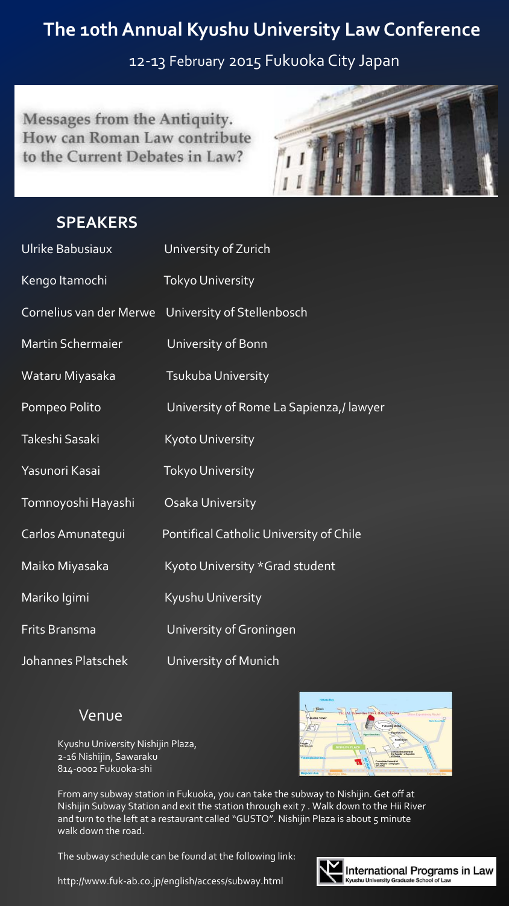# The 10th Annual Kyushu University Law Conference

12-13 February 2015 Fukuoka City Japan

**Messages from the Antiquity. How can Roman Law contribute to the Current Debates in Law?**

## SPEAKERS

| | |
|---|---|
| Ulrike Babusiaux | University of Zurich |
| Kengo Itamochi | Tokyo University |
| Cornelius van der Merwe | University of Stellenbosch |
| Martin Schermaier | University of Bonn |
| Wataru Miyasaka | Tsukuba University |
| Pompeo Polito | University of Rome La Sapienza,/ lawyer |
| Takeshi Sasaki | Kyoto University |
| Yasunori Kasai | Tokyo University |
| Tomnoyoshi Hayashi | Osaka University |
| Carlos Amunategui | Pontifical Catholic University of Chile |
| Maiko Miyasaka | Kyoto University *Grad student |
| Mariko Igimi | Kyushu University |
| Frits Bransma | University of Groningen |
| Johannes Platschek | University of Munich |

## Venue

Kyushu University Nishijin Plaza,
2-16 Nishijin, Sawaraku
814-0002 Fukuoka-shi

From any subway station in Fukuoka, you can take the subway to Nishijin. Get off at Nishijin Subway Station and exit the station through exit 7 . Walk down to the Hii River and turn to the left at a restaurant called "GUSTO". Nishijin Plaza is about 5 minute walk down the road.

The subway schedule can be found at the following link:

http://www.fuk-ab.co.jp/english/access/subway.html

International Programs in Law
Kyushu University Graduate School of Law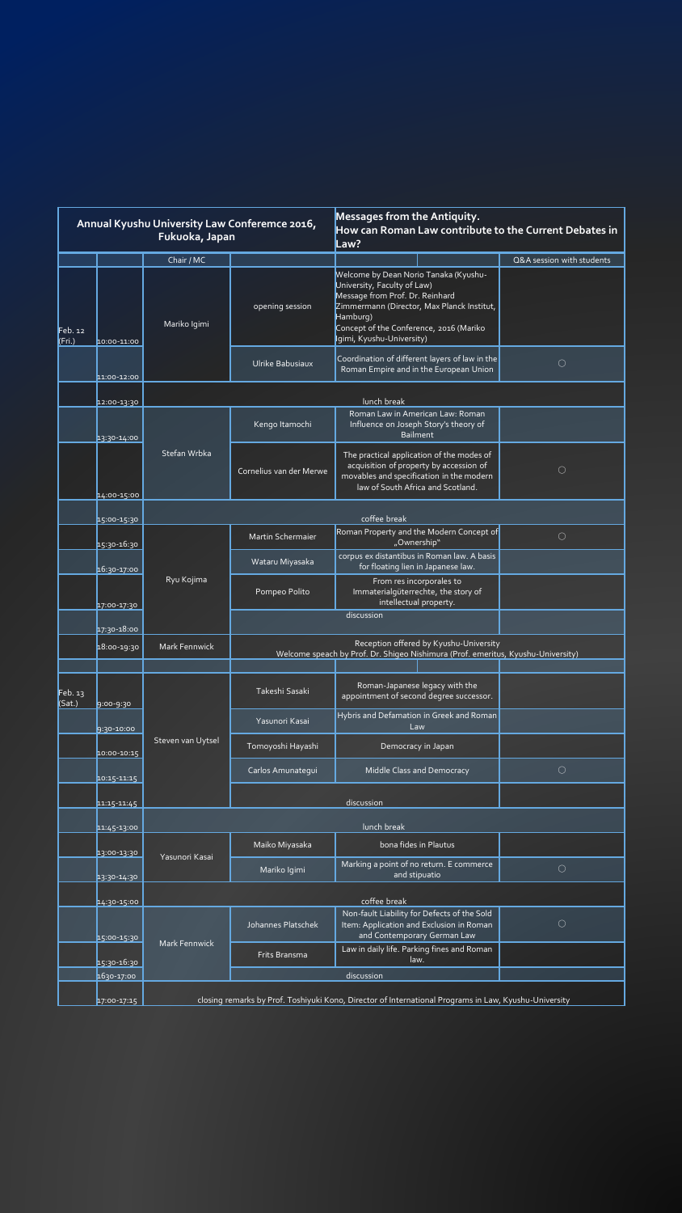| Annual Kyushu University Law Conferemce 2016, Fukuoka, Japan | | | | Messages from the Antiquity. How can Roman Law contribute to the Current Debates in Law? | |
|---|---|---|---|---|---|
| | | Chair / MC | | | Q&A session with students |
| Feb. 12 (Fri.) | 10:00-11:00 | Mariko Igimi | opening session | Welcome by Dean Norio Tanaka (Kyushu-University, Faculty of Law) Message from Prof. Dr. Reinhard Zimmermann (Director, Max Planck Institut, Hamburg) Concept of the Conference, 2016 (Mariko Igimi, Kyushu-University) | |
| | 11:00-12:00 | | Ulrike Babusiaux | Coordination of different layers of law in the Roman Empire and in the European Union | ○ |
| | 12:00-13:30 | lunch break | | | |
| | 13:30-14:00 | Stefan Wrbka | Kengo Itamochi | Roman Law in American Law: Roman Influence on Joseph Story's theory of Bailment | |
| | 14:00-15:00 | | Cornelius van der Merwe | The practical application of the modes of acquisition of property by accession of movables and specification in the modern law of South Africa and Scotland. | ○ |
| | 15:00-15:30 | coffee break | | | |
| | 15:30-16:30 | Ryu Kojima | Martin Schermaier | Roman Property and the Modern Concept of „Ownership" | ○ |
| | 16:30-17:00 | | Wataru Miyasaka | corpus ex distantibus in Roman law. A basis for floating lien in Japanese law. | |
| | 17:00-17:30 | | Pompeo Polito | From res incorporales to Immaterialgüterrechte, the story of intellectual property. | |
| | 17:30-18:00 | | discussion | | |
| | 18:00-19:30 | Mark Fennwick | Reception offered by Kyushu-University Welcome speach by Prof. Dr. Shigeo Nishimura (Prof. emeritus, Kyushu-University) | | |
| Feb. 13 (Sat.) | 9:00-9:30 | Steven van Uytsel | Takeshi Sasaki | Roman-Japanese legacy with the appointment of second degree successor. | |
| | 9:30-10:00 | | Yasunori Kasai | Hybris and Defamation in Greek and Roman Law | |
| | 10:00-10:15 | | Tomoyoshi Hayashi | Democracy in Japan | |
| | 10:15-11:15 | | Carlos Amunategui | Middle Class and Democracy | ○ |
| | 11:15-11:45 | | discussion | | |
| | 11:45-13:00 | lunch break | | | |
| | 13:00-13:30 | Yasunori Kasai | Maiko Miyasaka | bona fides in Plautus | |
| | 13:30-14:30 | | Mariko Igimi | Marking a point of no return. E commerce and stipuatio | ○ |
| | 14:30-15:00 | coffee break | | | |
| | 15:00-15:30 | Mark Fennwick | Johannes Platschek | Non-fault Liability for Defects of the Sold Item: Application and Exclusion in Roman and Contemporary German Law | ○ |
| | 15:30-16:30 | | Frits Bransma | Law in daily life. Parking fines and Roman law. | |
| | 1630-17:00 | | discussion | | |
| | 17:00-17:15 | closing remarks by Prof. Toshiyuki Kono, Director of International Programs in Law, Kyushu-University | | | |